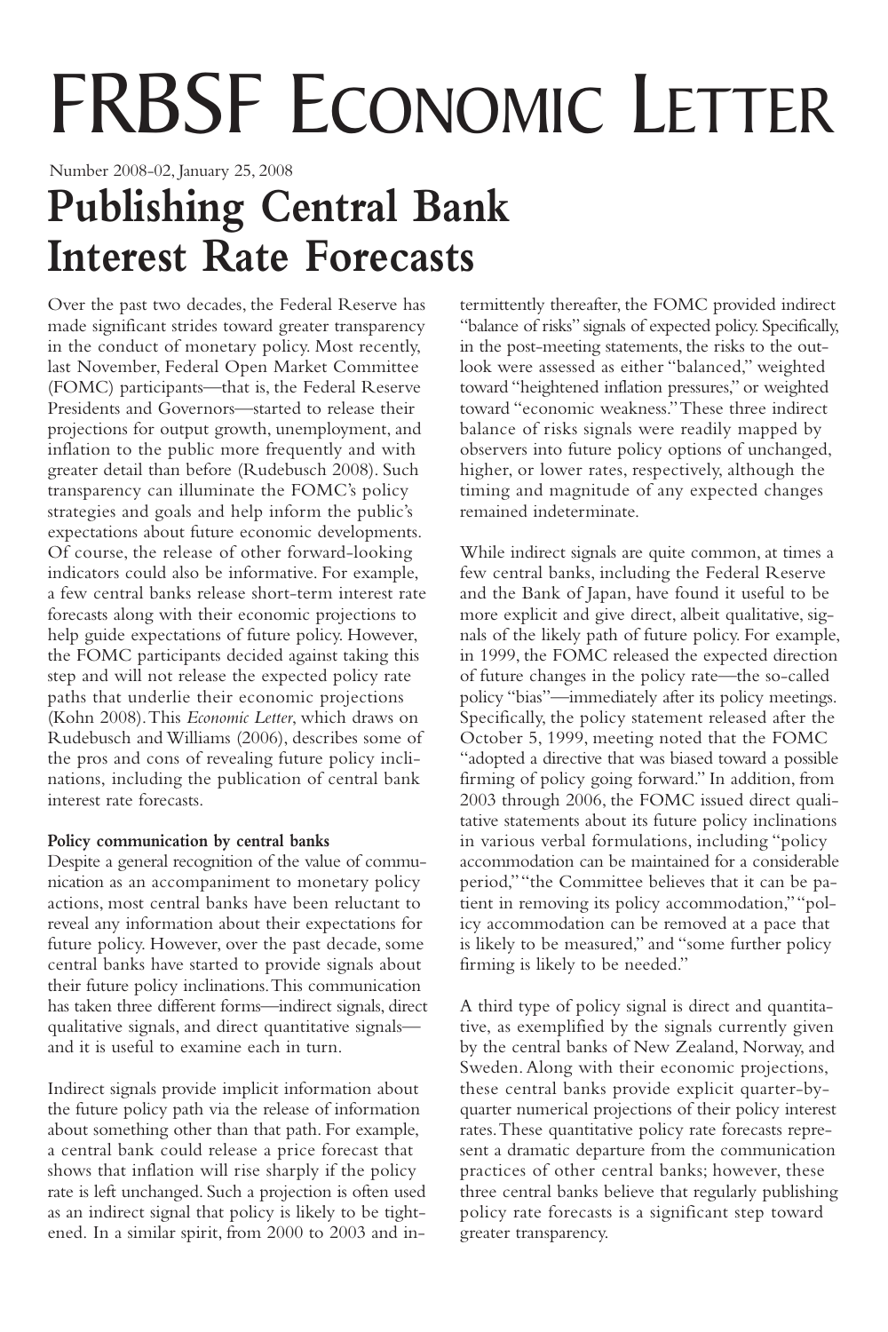# FRBSF Economic Letter

Number 2008-02, January 25, 2008

## Publishing Central Bank Interest Rate Forecasts

Over the past two decades, the Federal Reserve has made significant strides toward greater transparency in the conduct of monetary policy. Most recently, last November, Federal Open Market Committee (FOMC) participants—that is, the Federal Reserve Presidents and Governors—started to release their projections for output growth, unemployment, and inflation to the public more frequently and with greater detail than before (Rudebusch 2008). Such transparency can illuminate the FOMC's policy strategies and goals and help inform the public's expectations about future economic developments. Of course, the release of other forward-looking indicators could also be informative. For example, a few central banks release short-term interest rate forecasts along with their economic projections to help guide expectations of future policy. However, the FOMC participants decided against taking this step and will not release the expected policy rate paths that underlie their economic projections (Kohn 2008). This *Economic Letter*, which draws on Rudebusch and Williams (2006), describes some of the pros and cons of revealing future policy inclinations, including the publication of central bank interest rate forecasts.

**Policy communication by central banks**

Despite a general recognition of the value of communication as an accompaniment to monetary policy actions, most central banks have been reluctant to reveal any information about their expectations for future policy. However, over the past decade, some central banks have started to provide signals about their future policy inclinations. This communication has taken three different forms—indirect signals, direct qualitative signals, and direct quantitative signals—and it is useful to examine each in turn.

Indirect signals provide implicit information about the future policy path via the release of information about something other than that path. For example, a central bank could release a price forecast that shows that inflation will rise sharply if the policy rate is left unchanged. Such a projection is often used as an indirect signal that policy is likely to be tightened. In a similar spirit, from 2000 to 2003 and intermittently thereafter, the FOMC provided indirect "balance of risks" signals of expected policy. Specifically, in the post-meeting statements, the risks to the outlook were assessed as either "balanced," weighted toward "heightened inflation pressures," or weighted toward "economic weakness." These three indirect balance of risks signals were readily mapped by observers into future policy options of unchanged, higher, or lower rates, respectively, although the timing and magnitude of any expected changes remained indeterminate.

While indirect signals are quite common, at times a few central banks, including the Federal Reserve and the Bank of Japan, have found it useful to be more explicit and give direct, albeit qualitative, signals of the likely path of future policy. For example, in 1999, the FOMC released the expected direction of future changes in the policy rate—the so-called policy "bias"—immediately after its policy meetings. Specifically, the policy statement released after the October 5, 1999, meeting noted that the FOMC "adopted a directive that was biased toward a possible firming of policy going forward." In addition, from 2003 through 2006, the FOMC issued direct qualitative statements about its future policy inclinations in various verbal formulations, including "policy accommodation can be maintained for a considerable period," "the Committee believes that it can be patient in removing its policy accommodation," "policy accommodation can be removed at a pace that is likely to be measured," and "some further policy firming is likely to be needed."

A third type of policy signal is direct and quantitative, as exemplified by the signals currently given by the central banks of New Zealand, Norway, and Sweden. Along with their economic projections, these central banks provide explicit quarter-by-quarter numerical projections of their policy interest rates. These quantitative policy rate forecasts represent a dramatic departure from the communication practices of other central banks; however, these three central banks believe that regularly publishing policy rate forecasts is a significant step toward greater transparency.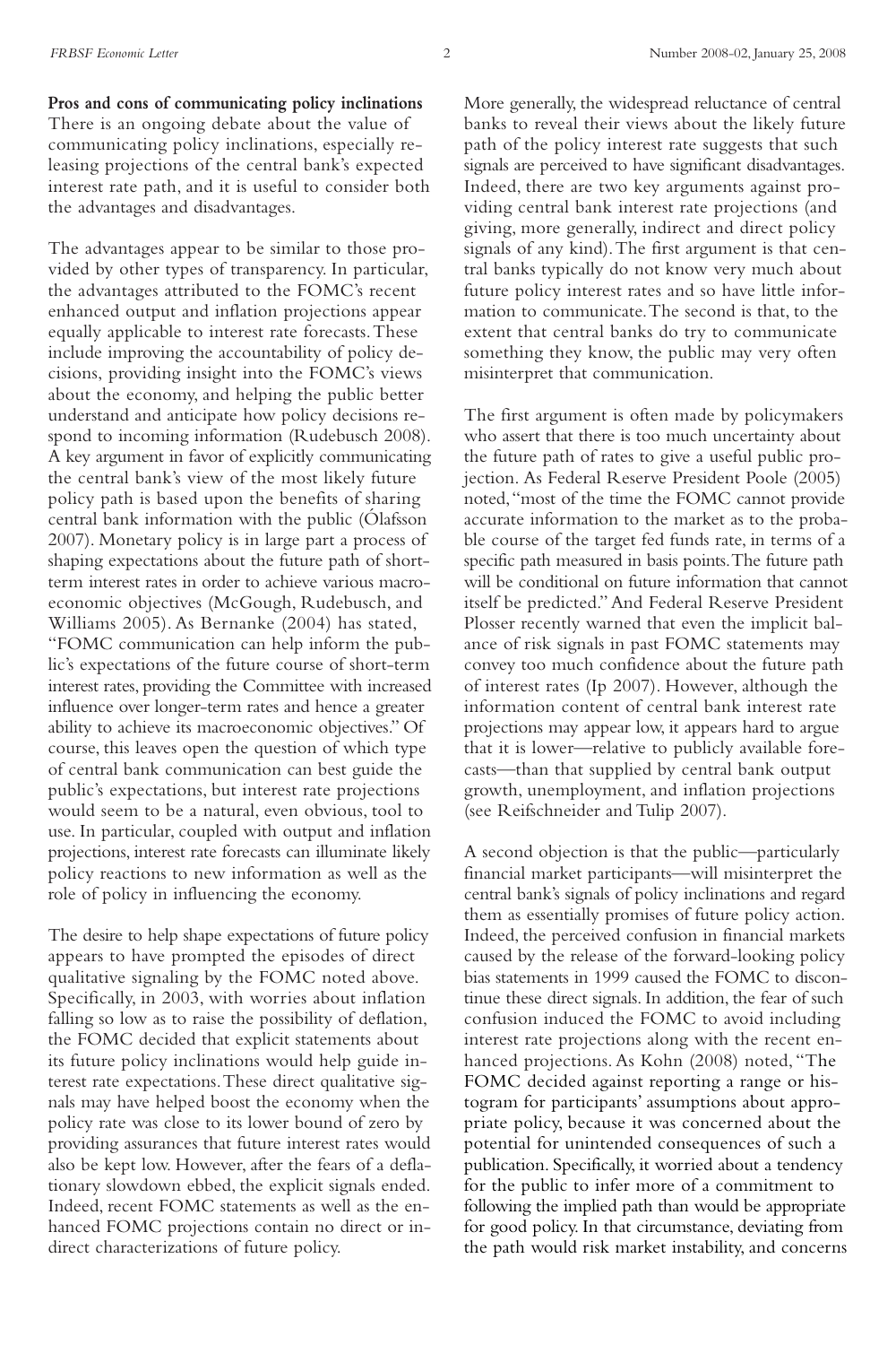**Pros and cons of communicating policy inclinations**

There is an ongoing debate about the value of communicating policy inclinations, especially releasing projections of the central bank's expected interest rate path, and it is useful to consider both the advantages and disadvantages.

The advantages appear to be similar to those provided by other types of transparency. In particular, the advantages attributed to the FOMC's recent enhanced output and inflation projections appear equally applicable to interest rate forecasts. These include improving the accountability of policy decisions, providing insight into the FOMC's views about the economy, and helping the public better understand and anticipate how policy decisions respond to incoming information (Rudebusch 2008). A key argument in favor of explicitly communicating the central bank's view of the most likely future policy path is based upon the benefits of sharing central bank information with the public (Ólafsson 2007). Monetary policy is in large part a process of shaping expectations about the future path of short-term interest rates in order to achieve various macroeconomic objectives (McGough, Rudebusch, and Williams 2005). As Bernanke (2004) has stated, "FOMC communication can help inform the public's expectations of the future course of short-term interest rates, providing the Committee with increased influence over longer-term rates and hence a greater ability to achieve its macroeconomic objectives." Of course, this leaves open the question of which type of central bank communication can best guide the public's expectations, but interest rate projections would seem to be a natural, even obvious, tool to use. In particular, coupled with output and inflation projections, interest rate forecasts can illuminate likely policy reactions to new information as well as the role of policy in influencing the economy.

The desire to help shape expectations of future policy appears to have prompted the episodes of direct qualitative signaling by the FOMC noted above. Specifically, in 2003, with worries about inflation falling so low as to raise the possibility of deflation, the FOMC decided that explicit statements about its future policy inclinations would help guide interest rate expectations. These direct qualitative signals may have helped boost the economy when the policy rate was close to its lower bound of zero by providing assurances that future interest rates would also be kept low. However, after the fears of a deflationary slowdown ebbed, the explicit signals ended. Indeed, recent FOMC statements as well as the enhanced FOMC projections contain no direct or indirect characterizations of future policy.

More generally, the widespread reluctance of central banks to reveal their views about the likely future path of the policy interest rate suggests that such signals are perceived to have significant disadvantages. Indeed, there are two key arguments against providing central bank interest rate projections (and giving, more generally, indirect and direct policy signals of any kind). The first argument is that central banks typically do not know very much about future policy interest rates and so have little information to communicate. The second is that, to the extent that central banks do try to communicate something they know, the public may very often misinterpret that communication.

The first argument is often made by policymakers who assert that there is too much uncertainty about the future path of rates to give a useful public projection. As Federal Reserve President Poole (2005) noted, "most of the time the FOMC cannot provide accurate information to the market as to the probable course of the target fed funds rate, in terms of a specific path measured in basis points. The future path will be conditional on future information that cannot itself be predicted." And Federal Reserve President Plosser recently warned that even the implicit balance of risk signals in past FOMC statements may convey too much confidence about the future path of interest rates (Ip 2007). However, although the information content of central bank interest rate projections may appear low, it appears hard to argue that it is lower—relative to publicly available forecasts—than that supplied by central bank output growth, unemployment, and inflation projections (see Reifschneider and Tulip 2007).

A second objection is that the public—particularly financial market participants—will misinterpret the central bank's signals of policy inclinations and regard them as essentially promises of future policy action. Indeed, the perceived confusion in financial markets caused by the release of the forward-looking policy bias statements in 1999 caused the FOMC to discontinue these direct signals. In addition, the fear of such confusion induced the FOMC to avoid including interest rate projections along with the recent enhanced projections. As Kohn (2008) noted, "The FOMC decided against reporting a range or histogram for participants' assumptions about appropriate policy, because it was concerned about the potential for unintended consequences of such a publication. Specifically, it worried about a tendency for the public to infer more of a commitment to following the implied path than would be appropriate for good policy. In that circumstance, deviating from the path would risk market instability, and concerns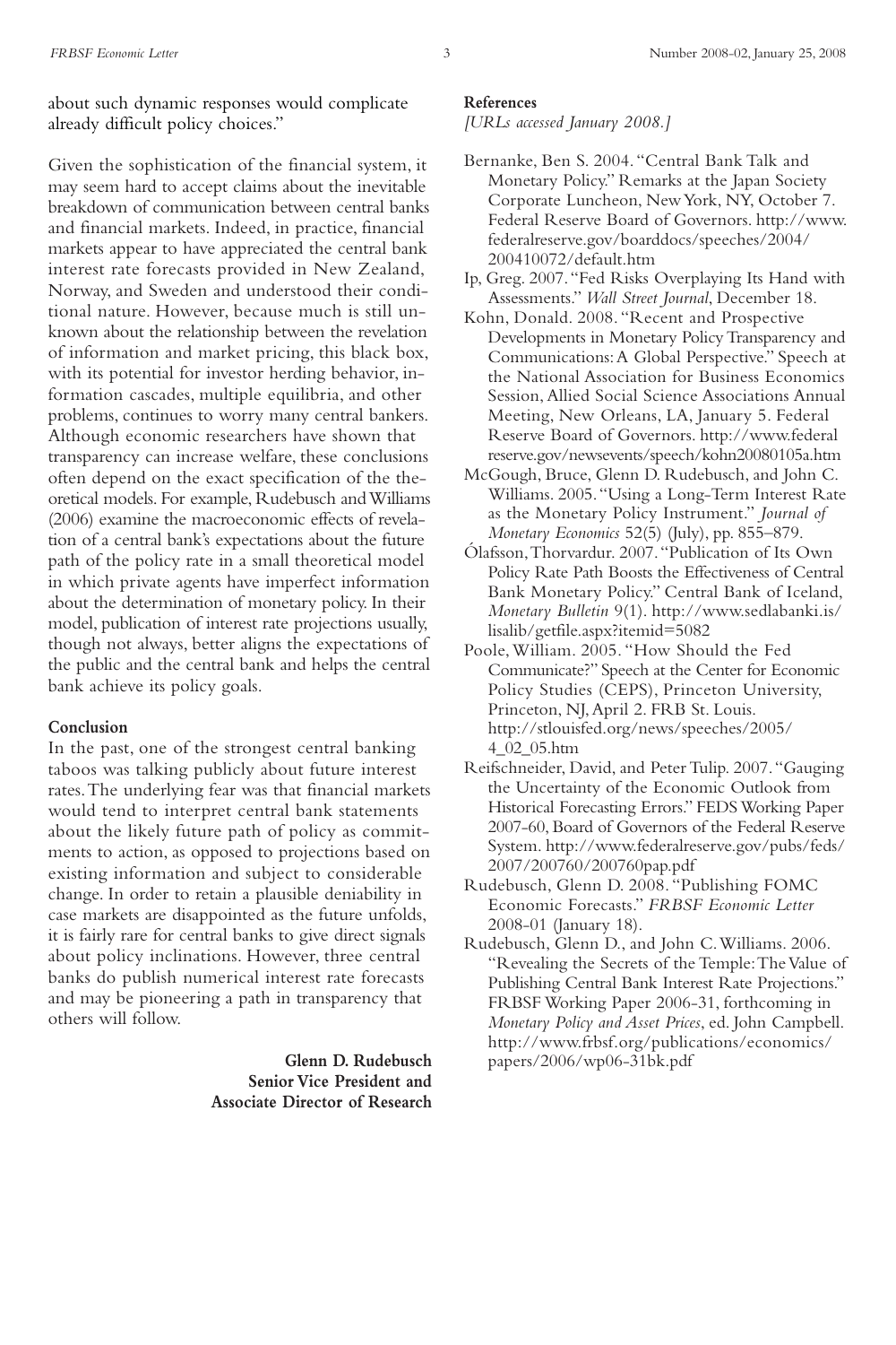about such dynamic responses would complicate already difficult policy choices."

Given the sophistication of the financial system, it may seem hard to accept claims about the inevitable breakdown of communication between central banks and financial markets. Indeed, in practice, financial markets appear to have appreciated the central bank interest rate forecasts provided in New Zealand, Norway, and Sweden and understood their conditional nature. However, because much is still unknown about the relationship between the revelation of information and market pricing, this black box, with its potential for investor herding behavior, information cascades, multiple equilibria, and other problems, continues to worry many central bankers. Although economic researchers have shown that transparency can increase welfare, these conclusions often depend on the exact specification of the theoretical models. For example, Rudebusch and Williams (2006) examine the macroeconomic effects of revelation of a central bank's expectations about the future path of the policy rate in a small theoretical model in which private agents have imperfect information about the determination of monetary policy. In their model, publication of interest rate projections usually, though not always, better aligns the expectations of the public and the central bank and helps the central bank achieve its policy goals.

**Conclusion**

In the past, one of the strongest central banking taboos was talking publicly about future interest rates. The underlying fear was that financial markets would tend to interpret central bank statements about the likely future path of policy as commitments to action, as opposed to projections based on existing information and subject to considerable change. In order to retain a plausible deniability in case markets are disappointed as the future unfolds, it is fairly rare for central banks to give direct signals about policy inclinations. However, three central banks do publish numerical interest rate forecasts and may be pioneering a path in transparency that others will follow.

**Glenn D. Rudebusch**
**Senior Vice President and**
**Associate Director of Research**

**References**

*[URLs accessed January 2008.]*

Bernanke, Ben S. 2004. "Central Bank Talk and Monetary Policy." Remarks at the Japan Society Corporate Luncheon, New York, NY, October 7. Federal Reserve Board of Governors. http://www.federalreserve.gov/boarddocs/speeches/2004/200410072/default.htm

Ip, Greg. 2007. "Fed Risks Overplaying Its Hand with Assessments." *Wall Street Journal*, December 18.

Kohn, Donald. 2008. "Recent and Prospective Developments in Monetary Policy Transparency and Communications: A Global Perspective." Speech at the National Association for Business Economics Session, Allied Social Science Associations Annual Meeting, New Orleans, LA, January 5. Federal Reserve Board of Governors. http://www.federalreserve.gov/newsevents/speech/kohn20080105a.htm

McGough, Bruce, Glenn D. Rudebusch, and John C. Williams. 2005. "Using a Long-Term Interest Rate as the Monetary Policy Instrument." *Journal of Monetary Economics* 52(5) (July), pp. 855–879.

Ólafsson, Thorvardur. 2007. "Publication of Its Own Policy Rate Path Boosts the Effectiveness of Central Bank Monetary Policy." Central Bank of Iceland, *Monetary Bulletin* 9(1). http://www.sedlabanki.is/lisalib/getfile.aspx?itemid=5082

Poole, William. 2005. "How Should the Fed Communicate?" Speech at the Center for Economic Policy Studies (CEPS), Princeton University, Princeton, NJ, April 2. FRB St. Louis. http://stlouisfed.org/news/speeches/2005/4_02_05.htm

Reifschneider, David, and Peter Tulip. 2007. "Gauging the Uncertainty of the Economic Outlook from Historical Forecasting Errors." FEDS Working Paper 2007-60, Board of Governors of the Federal Reserve System. http://www.federalreserve.gov/pubs/feds/2007/200760/200760pap.pdf

Rudebusch, Glenn D. 2008. "Publishing FOMC Economic Forecasts." *FRBSF Economic Letter* 2008-01 (January 18).

Rudebusch, Glenn D., and John C. Williams. 2006. "Revealing the Secrets of the Temple: The Value of Publishing Central Bank Interest Rate Projections." FRBSF Working Paper 2006-31, forthcoming in *Monetary Policy and Asset Prices*, ed. John Campbell. http://www.frbsf.org/publications/economics/papers/2006/wp06-31bk.pdf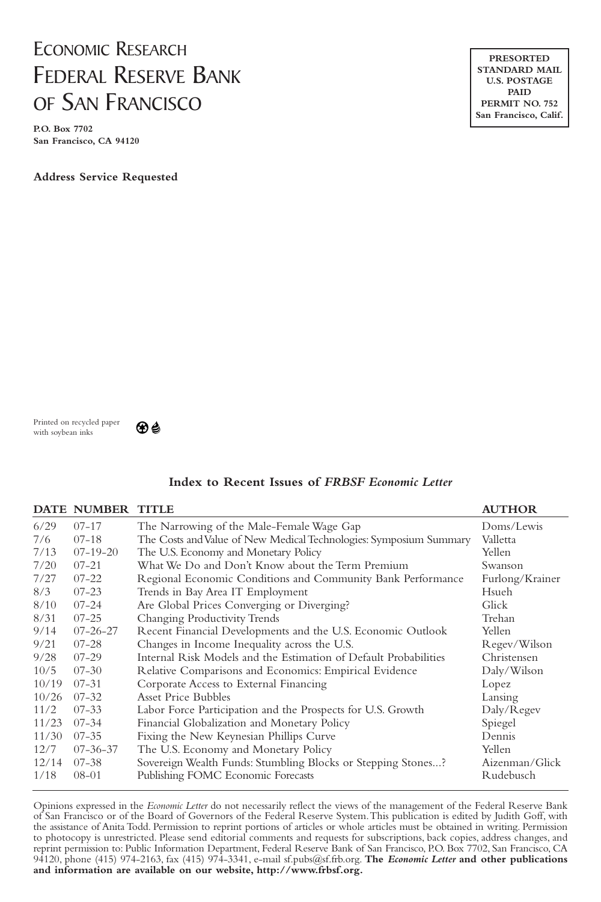# ECONOMIC RESEARCH FEDERAL RESERVE BANK OF SAN FRANCISCO

**P.O. Box 7702**
**San Francisco, CA 94120**

**Address Service Requested**

**PRESORTED**
**STANDARD MAIL**
**U.S. POSTAGE**
**PAID**
**PERMIT NO. 752**
**San Francisco, Calif.**

Printed on recycled paper with soybean inks

### Index to Recent Issues of *FRBSF Economic Letter*

| DATE | NUMBER | TITLE | AUTHOR |
|---|---|---|---|
| 6/29 | 07-17 | The Narrowing of the Male-Female Wage Gap | Doms/Lewis |
| 7/6 | 07-18 | The Costs and Value of New Medical Technologies: Symposium Summary | Valletta |
| 7/13 | 07-19-20 | The U.S. Economy and Monetary Policy | Yellen |
| 7/20 | 07-21 | What We Do and Don't Know about the Term Premium | Swanson |
| 7/27 | 07-22 | Regional Economic Conditions and Community Bank Performance | Furlong/Krainer |
| 8/3 | 07-23 | Trends in Bay Area IT Employment | Hsueh |
| 8/10 | 07-24 | Are Global Prices Converging or Diverging? | Glick |
| 8/31 | 07-25 | Changing Productivity Trends | Trehan |
| 9/14 | 07-26-27 | Recent Financial Developments and the U.S. Economic Outlook | Yellen |
| 9/21 | 07-28 | Changes in Income Inequality across the U.S. | Regev/Wilson |
| 9/28 | 07-29 | Internal Risk Models and the Estimation of Default Probabilities | Christensen |
| 10/5 | 07-30 | Relative Comparisons and Economics: Empirical Evidence | Daly/Wilson |
| 10/19 | 07-31 | Corporate Access to External Financing | Lopez |
| 10/26 | 07-32 | Asset Price Bubbles | Lansing |
| 11/2 | 07-33 | Labor Force Participation and the Prospects for U.S. Growth | Daly/Regev |
| 11/23 | 07-34 | Financial Globalization and Monetary Policy | Spiegel |
| 11/30 | 07-35 | Fixing the New Keynesian Phillips Curve | Dennis |
| 12/7 | 07-36-37 | The U.S. Economy and Monetary Policy | Yellen |
| 12/14 | 07-38 | Sovereign Wealth Funds: Stumbling Blocks or Stepping Stones...? | Aizenman/Glick |
| 1/18 | 08-01 | Publishing FOMC Economic Forecasts | Rudebusch |

Opinions expressed in the *Economic Letter* do not necessarily reflect the views of the management of the Federal Reserve Bank of San Francisco or of the Board of Governors of the Federal Reserve System. This publication is edited by Judith Goff, with the assistance of Anita Todd. Permission to reprint portions of articles or whole articles must be obtained in writing. Permission to photocopy is unrestricted. Please send editorial comments and requests for subscriptions, back copies, address changes, and reprint permission to: Public Information Department, Federal Reserve Bank of San Francisco, P.O. Box 7702, San Francisco, CA 94120, phone (415) 974-2163, fax (415) 974-3341, e-mail sf.pubs@sf.frb.org. **The *Economic Letter* and other publications and information are available on our website, http://www.frbsf.org.**